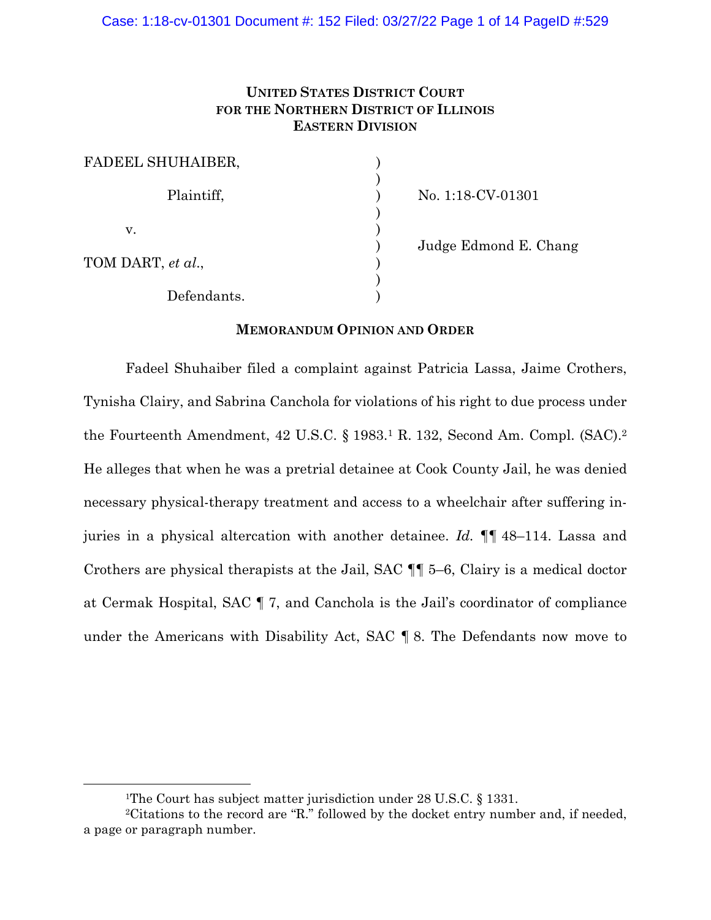**UNITED STATES DISTRICT COURT**
**FOR THE NORTHERN DISTRICT OF ILLINOIS**
**EASTERN DIVISION**

| | | |
|---|---|---|
| FADEEL SHUHAIBER, | ) | |
| | ) | |
| Plaintiff, | ) | No. 1:18-CV-01301 |
| | ) | |
| v. | ) | |
| | ) | Judge Edmond E. Chang |
| TOM DART, *et al.*, | ) | |
| | ) | |
| Defendants. | ) | |

**MEMORANDUM OPINION AND ORDER**

Fadeel Shuhaiber filed a complaint against Patricia Lassa, Jaime Crothers, Tynisha Clairy, and Sabrina Canchola for violations of his right to due process under the Fourteenth Amendment, 42 U.S.C. § 1983.[1] R. 132, Second Am. Compl. (SAC).[2] He alleges that when he was a pretrial detainee at Cook County Jail, he was denied necessary physical-therapy treatment and access to a wheelchair after suffering injuries in a physical altercation with another detainee. *Id.* ¶¶ 48–114. Lassa and Crothers are physical therapists at the Jail, SAC ¶¶ 5–6, Clairy is a medical doctor at Cermak Hospital, SAC ¶ 7, and Canchola is the Jail's coordinator of compliance under the Americans with Disability Act, SAC ¶ 8. The Defendants now move to

[1]The Court has subject matter jurisdiction under 28 U.S.C. § 1331.

[2]Citations to the record are "R." followed by the docket entry number and, if needed, a page or paragraph number.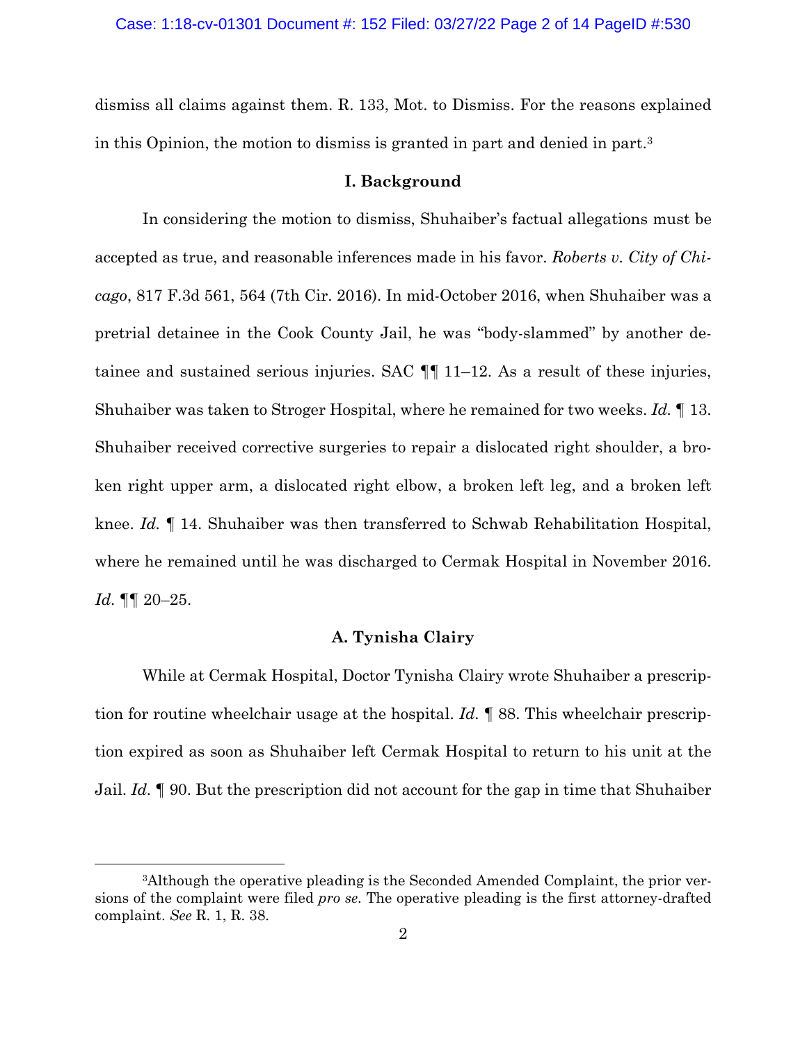dismiss all claims against them. R. 133, Mot. to Dismiss. For the reasons explained in this Opinion, the motion to dismiss is granted in part and denied in part.[3]

## I. Background

In considering the motion to dismiss, Shuhaiber's factual allegations must be accepted as true, and reasonable inferences made in his favor. *Roberts v. City of Chicago*, 817 F.3d 561, 564 (7th Cir. 2016). In mid-October 2016, when Shuhaiber was a pretrial detainee in the Cook County Jail, he was "body-slammed" by another detainee and sustained serious injuries. SAC ¶¶ 11–12. As a result of these injuries, Shuhaiber was taken to Stroger Hospital, where he remained for two weeks. *Id.* ¶ 13. Shuhaiber received corrective surgeries to repair a dislocated right shoulder, a broken right upper arm, a dislocated right elbow, a broken left leg, and a broken left knee. *Id.* ¶ 14. Shuhaiber was then transferred to Schwab Rehabilitation Hospital, where he remained until he was discharged to Cermak Hospital in November 2016. *Id.* ¶¶ 20–25.

### A. Tynisha Clairy

While at Cermak Hospital, Doctor Tynisha Clairy wrote Shuhaiber a prescription for routine wheelchair usage at the hospital. *Id.* ¶ 88. This wheelchair prescription expired as soon as Shuhaiber left Cermak Hospital to return to his unit at the Jail. *Id.* ¶ 90. But the prescription did not account for the gap in time that Shuhaiber

---

[3]Although the operative pleading is the Seconded Amended Complaint, the prior versions of the complaint were filed *pro se*. The operative pleading is the first attorney-drafted complaint. *See* R. 1, R. 38.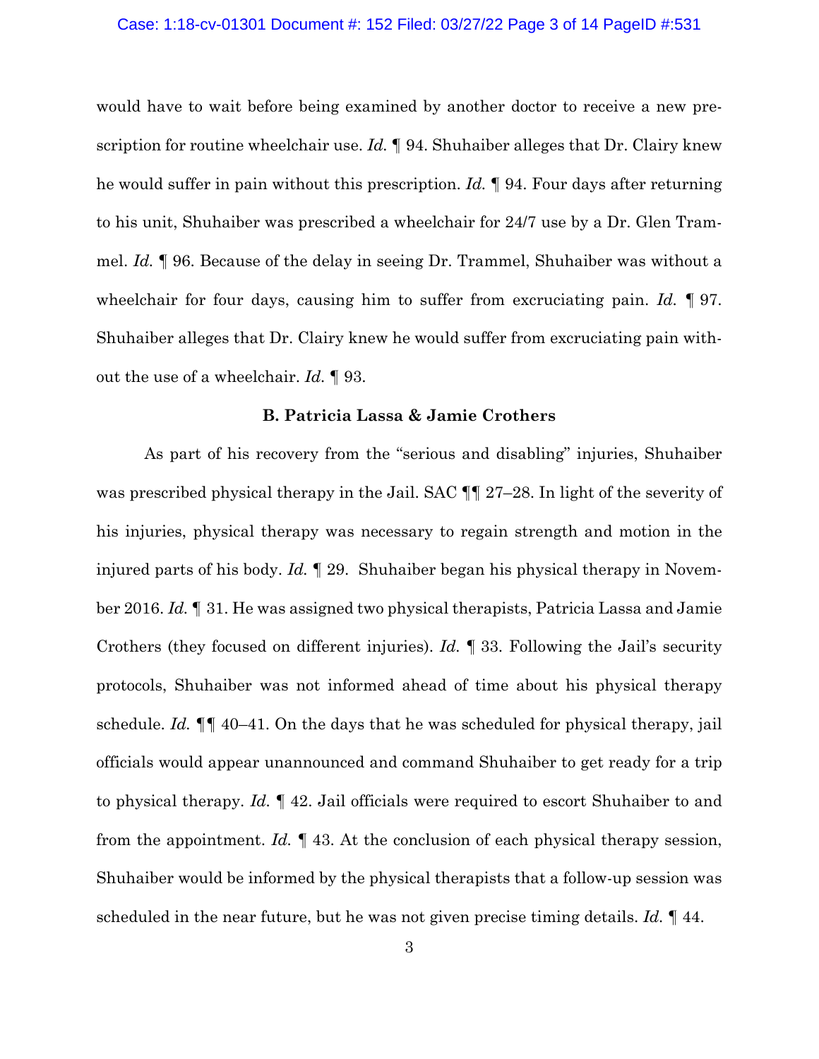would have to wait before being examined by another doctor to receive a new prescription for routine wheelchair use. *Id.* ¶ 94. Shuhaiber alleges that Dr. Clairy knew he would suffer in pain without this prescription. *Id.* ¶ 94. Four days after returning to his unit, Shuhaiber was prescribed a wheelchair for 24/7 use by a Dr. Glen Trammel. *Id.* ¶ 96. Because of the delay in seeing Dr. Trammel, Shuhaiber was without a wheelchair for four days, causing him to suffer from excruciating pain. *Id.* ¶ 97. Shuhaiber alleges that Dr. Clairy knew he would suffer from excruciating pain without the use of a wheelchair. *Id.* ¶ 93.

**B. Patricia Lassa & Jamie Crothers**

As part of his recovery from the "serious and disabling" injuries, Shuhaiber was prescribed physical therapy in the Jail. SAC ¶¶ 27–28. In light of the severity of his injuries, physical therapy was necessary to regain strength and motion in the injured parts of his body. *Id.* ¶ 29. Shuhaiber began his physical therapy in November 2016. *Id.* ¶ 31. He was assigned two physical therapists, Patricia Lassa and Jamie Crothers (they focused on different injuries). *Id.* ¶ 33. Following the Jail's security protocols, Shuhaiber was not informed ahead of time about his physical therapy schedule. *Id.* ¶¶ 40–41. On the days that he was scheduled for physical therapy, jail officials would appear unannounced and command Shuhaiber to get ready for a trip to physical therapy. *Id.* ¶ 42. Jail officials were required to escort Shuhaiber to and from the appointment. *Id.* ¶ 43. At the conclusion of each physical therapy session, Shuhaiber would be informed by the physical therapists that a follow-up session was scheduled in the near future, but he was not given precise timing details. *Id.* ¶ 44.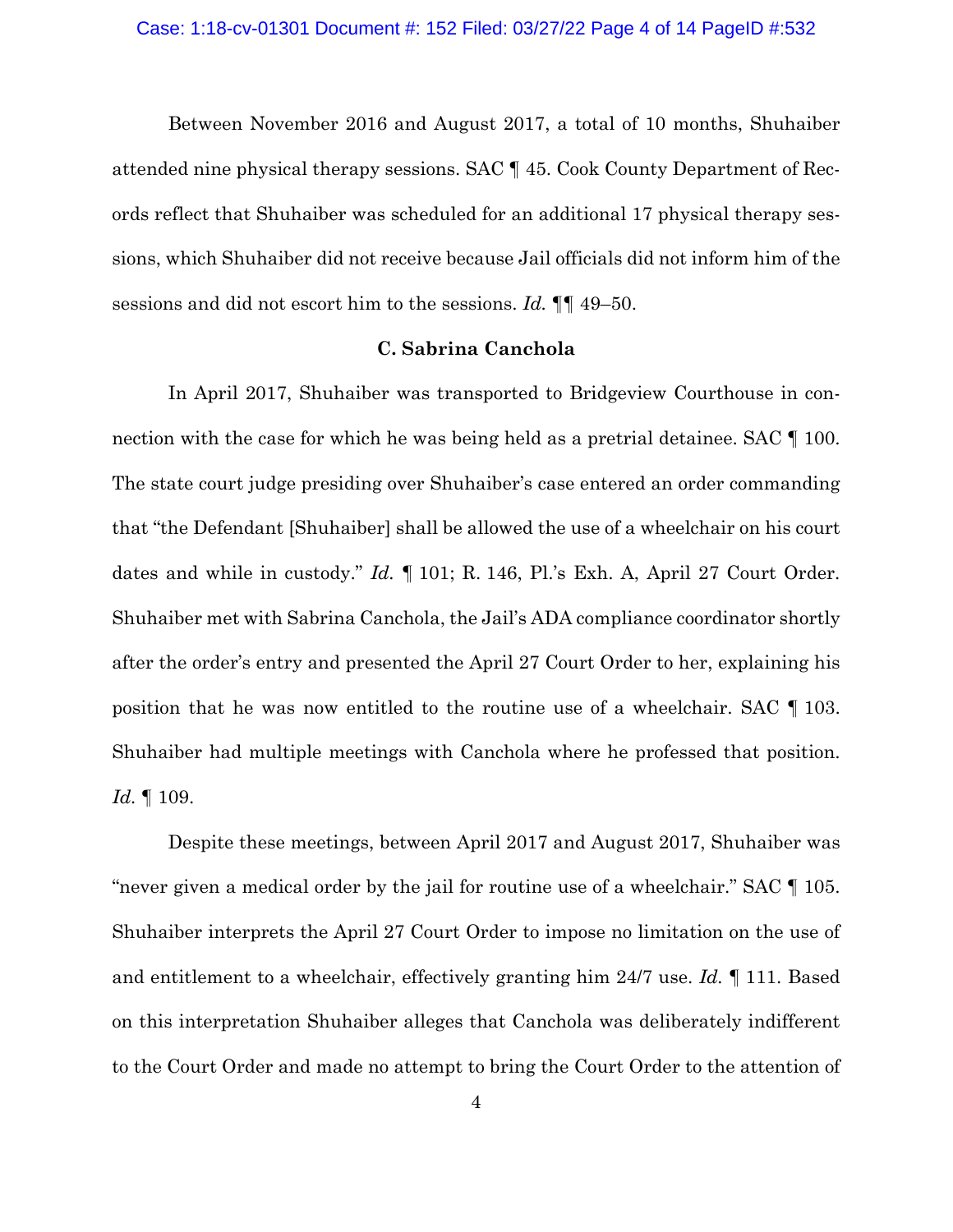Between November 2016 and August 2017, a total of 10 months, Shuhaiber attended nine physical therapy sessions. SAC ¶ 45. Cook County Department of Records reflect that Shuhaiber was scheduled for an additional 17 physical therapy sessions, which Shuhaiber did not receive because Jail officials did not inform him of the sessions and did not escort him to the sessions. *Id.* ¶¶ 49–50.

### C. Sabrina Canchola

In April 2017, Shuhaiber was transported to Bridgeview Courthouse in connection with the case for which he was being held as a pretrial detainee. SAC ¶ 100. The state court judge presiding over Shuhaiber's case entered an order commanding that "the Defendant [Shuhaiber] shall be allowed the use of a wheelchair on his court dates and while in custody." *Id.* ¶ 101; R. 146, Pl.'s Exh. A, April 27 Court Order. Shuhaiber met with Sabrina Canchola, the Jail's ADA compliance coordinator shortly after the order's entry and presented the April 27 Court Order to her, explaining his position that he was now entitled to the routine use of a wheelchair. SAC ¶ 103. Shuhaiber had multiple meetings with Canchola where he professed that position. *Id.* ¶ 109.

Despite these meetings, between April 2017 and August 2017, Shuhaiber was "never given a medical order by the jail for routine use of a wheelchair." SAC ¶ 105. Shuhaiber interprets the April 27 Court Order to impose no limitation on the use of and entitlement to a wheelchair, effectively granting him 24/7 use. *Id.* ¶ 111. Based on this interpretation Shuhaiber alleges that Canchola was deliberately indifferent to the Court Order and made no attempt to bring the Court Order to the attention of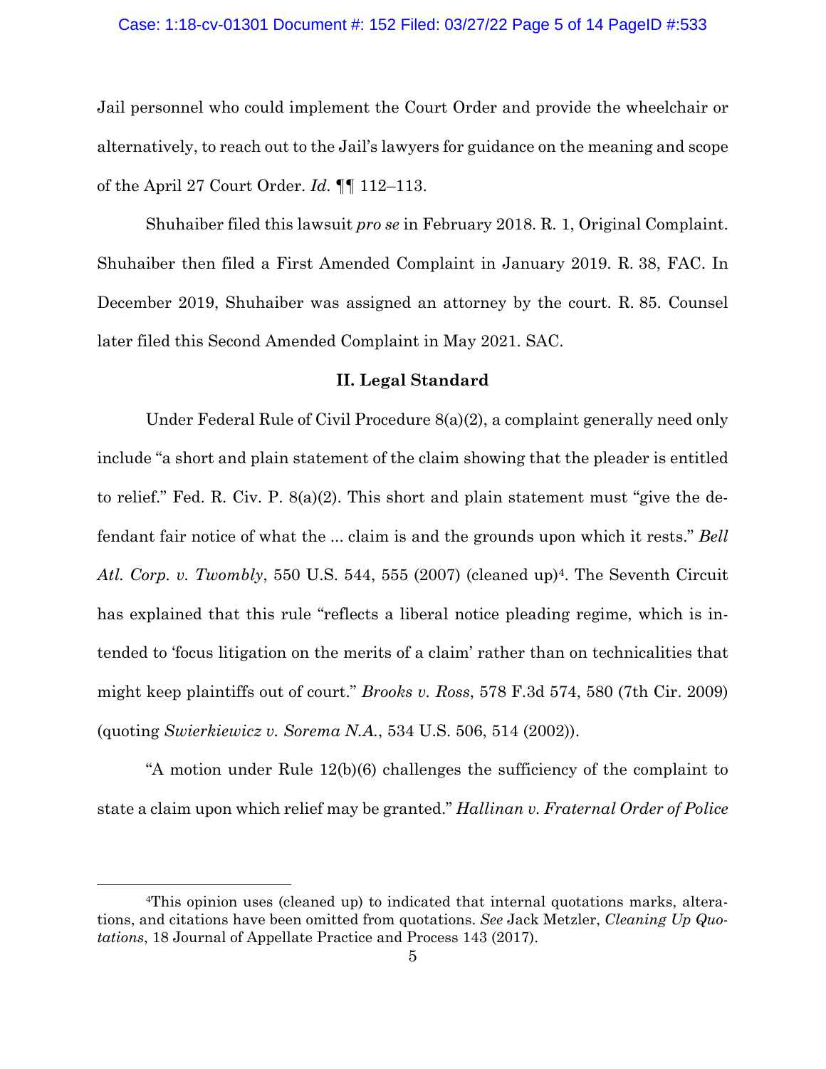Jail personnel who could implement the Court Order and provide the wheelchair or alternatively, to reach out to the Jail's lawyers for guidance on the meaning and scope of the April 27 Court Order. *Id.* ¶¶ 112–113.

Shuhaiber filed this lawsuit *pro se* in February 2018. R. 1, Original Complaint. Shuhaiber then filed a First Amended Complaint in January 2019. R. 38, FAC. In December 2019, Shuhaiber was assigned an attorney by the court. R. 85. Counsel later filed this Second Amended Complaint in May 2021. SAC.

## II. Legal Standard

Under Federal Rule of Civil Procedure 8(a)(2), a complaint generally need only include "a short and plain statement of the claim showing that the pleader is entitled to relief." Fed. R. Civ. P. 8(a)(2). This short and plain statement must "give the defendant fair notice of what the ... claim is and the grounds upon which it rests." *Bell Atl. Corp. v. Twombly*, 550 U.S. 544, 555 (2007) (cleaned up)[4]. The Seventh Circuit has explained that this rule "reflects a liberal notice pleading regime, which is intended to 'focus litigation on the merits of a claim' rather than on technicalities that might keep plaintiffs out of court." *Brooks v. Ross*, 578 F.3d 574, 580 (7th Cir. 2009) (quoting *Swierkiewicz v. Sorema N.A.*, 534 U.S. 506, 514 (2002)).

"A motion under Rule 12(b)(6) challenges the sufficiency of the complaint to state a claim upon which relief may be granted." *Hallinan v. Fraternal Order of Police*

---

[4]This opinion uses (cleaned up) to indicated that internal quotations marks, alterations, and citations have been omitted from quotations. *See* Jack Metzler, *Cleaning Up Quotations*, 18 Journal of Appellate Practice and Process 143 (2017).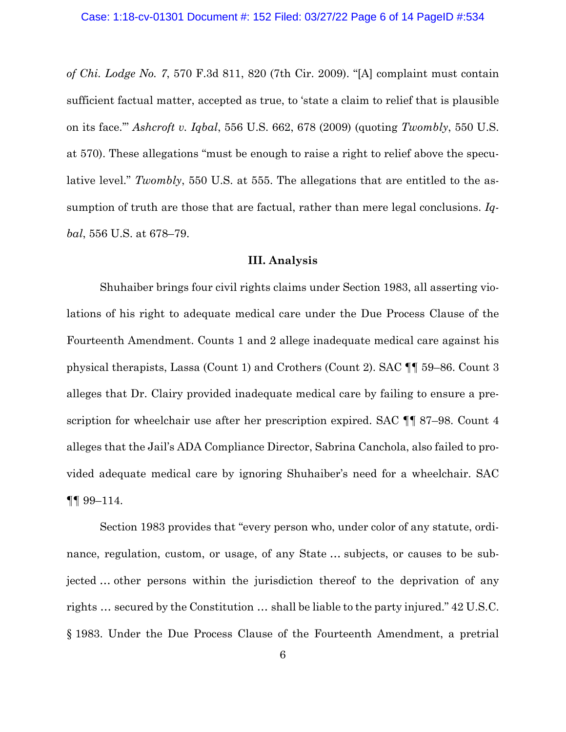*of Chi. Lodge No. 7*, 570 F.3d 811, 820 (7th Cir. 2009). "[A] complaint must contain sufficient factual matter, accepted as true, to 'state a claim to relief that is plausible on its face.'" *Ashcroft v. Iqbal*, 556 U.S. 662, 678 (2009) (quoting *Twombly*, 550 U.S. at 570). These allegations "must be enough to raise a right to relief above the speculative level." *Twombly*, 550 U.S. at 555. The allegations that are entitled to the assumption of truth are those that are factual, rather than mere legal conclusions. *Iqbal*, 556 U.S. at 678–79.

## III. Analysis

Shuhaiber brings four civil rights claims under Section 1983, all asserting violations of his right to adequate medical care under the Due Process Clause of the Fourteenth Amendment. Counts 1 and 2 allege inadequate medical care against his physical therapists, Lassa (Count 1) and Crothers (Count 2). SAC ¶¶ 59–86. Count 3 alleges that Dr. Clairy provided inadequate medical care by failing to ensure a prescription for wheelchair use after her prescription expired. SAC ¶¶ 87–98. Count 4 alleges that the Jail's ADA Compliance Director, Sabrina Canchola, also failed to provided adequate medical care by ignoring Shuhaiber's need for a wheelchair. SAC ¶¶ 99–114.

Section 1983 provides that "every person who, under color of any statute, ordinance, regulation, custom, or usage, of any State … subjects, or causes to be subjected … other persons within the jurisdiction thereof to the deprivation of any rights … secured by the Constitution … shall be liable to the party injured." 42 U.S.C. § 1983. Under the Due Process Clause of the Fourteenth Amendment, a pretrial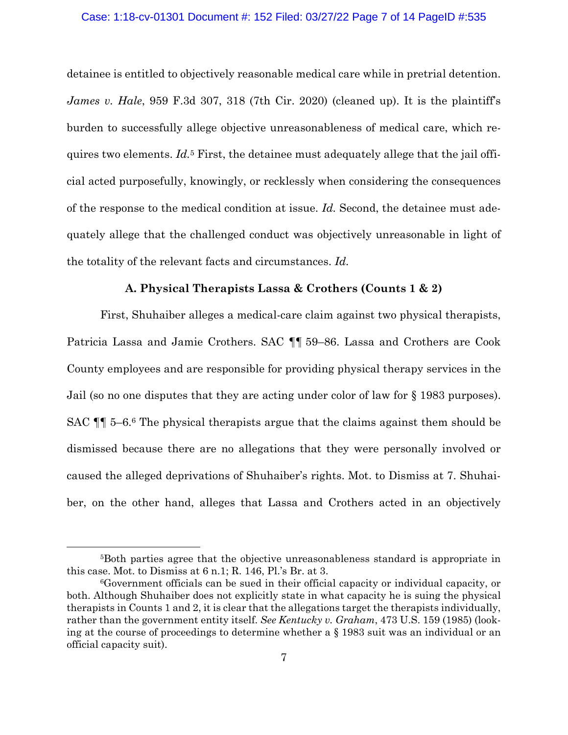detainee is entitled to objectively reasonable medical care while in pretrial detention. *James v. Hale*, 959 F.3d 307, 318 (7th Cir. 2020) (cleaned up). It is the plaintiff's burden to successfully allege objective unreasonableness of medical care, which requires two elements. *Id.*[5] First, the detainee must adequately allege that the jail official acted purposefully, knowingly, or recklessly when considering the consequences of the response to the medical condition at issue. *Id.* Second, the detainee must adequately allege that the challenged conduct was objectively unreasonable in light of the totality of the relevant facts and circumstances. *Id.*

### A. Physical Therapists Lassa & Crothers (Counts 1 & 2)

First, Shuhaiber alleges a medical-care claim against two physical therapists, Patricia Lassa and Jamie Crothers. SAC ¶¶ 59–86. Lassa and Crothers are Cook County employees and are responsible for providing physical therapy services in the Jail (so no one disputes that they are acting under color of law for § 1983 purposes). SAC ¶¶ 5–6.[6] The physical therapists argue that the claims against them should be dismissed because there are no allegations that they were personally involved or caused the alleged deprivations of Shuhaiber's rights. Mot. to Dismiss at 7. Shuhaiber, on the other hand, alleges that Lassa and Crothers acted in an objectively

[5]Both parties agree that the objective unreasonableness standard is appropriate in this case. Mot. to Dismiss at 6 n.1; R. 146, Pl.'s Br. at 3.

[6]Government officials can be sued in their official capacity or individual capacity, or both. Although Shuhaiber does not explicitly state in what capacity he is suing the physical therapists in Counts 1 and 2, it is clear that the allegations target the therapists individually, rather than the government entity itself. *See Kentucky v. Graham*, 473 U.S. 159 (1985) (looking at the course of proceedings to determine whether a § 1983 suit was an individual or an official capacity suit).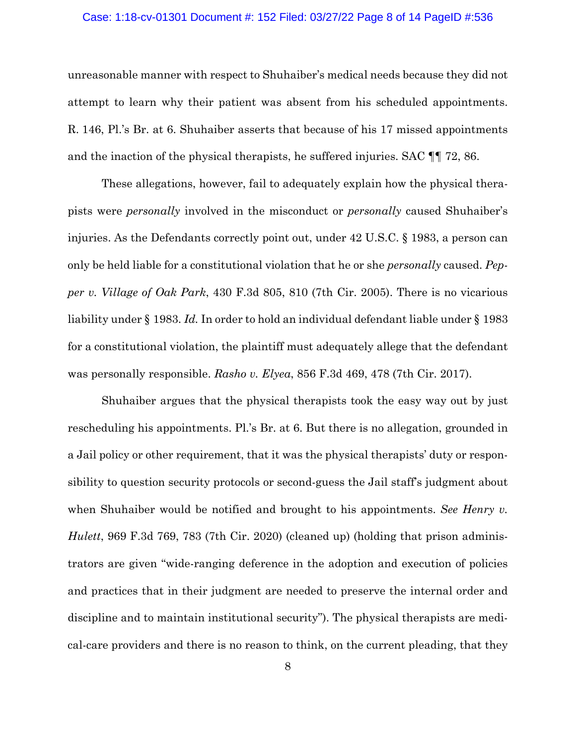unreasonable manner with respect to Shuhaiber's medical needs because they did not attempt to learn why their patient was absent from his scheduled appointments. R. 146, Pl.'s Br. at 6. Shuhaiber asserts that because of his 17 missed appointments and the inaction of the physical therapists, he suffered injuries. SAC ¶¶ 72, 86.

These allegations, however, fail to adequately explain how the physical therapists were *personally* involved in the misconduct or *personally* caused Shuhaiber's injuries. As the Defendants correctly point out, under 42 U.S.C. § 1983, a person can only be held liable for a constitutional violation that he or she *personally* caused. *Pepper v. Village of Oak Park*, 430 F.3d 805, 810 (7th Cir. 2005). There is no vicarious liability under § 1983. *Id.* In order to hold an individual defendant liable under § 1983 for a constitutional violation, the plaintiff must adequately allege that the defendant was personally responsible. *Rasho v. Elyea*, 856 F.3d 469, 478 (7th Cir. 2017).

Shuhaiber argues that the physical therapists took the easy way out by just rescheduling his appointments. Pl.'s Br. at 6. But there is no allegation, grounded in a Jail policy or other requirement, that it was the physical therapists' duty or responsibility to question security protocols or second-guess the Jail staff's judgment about when Shuhaiber would be notified and brought to his appointments. *See Henry v. Hulett*, 969 F.3d 769, 783 (7th Cir. 2020) (cleaned up) (holding that prison administrators are given "wide-ranging deference in the adoption and execution of policies and practices that in their judgment are needed to preserve the internal order and discipline and to maintain institutional security"). The physical therapists are medical-care providers and there is no reason to think, on the current pleading, that they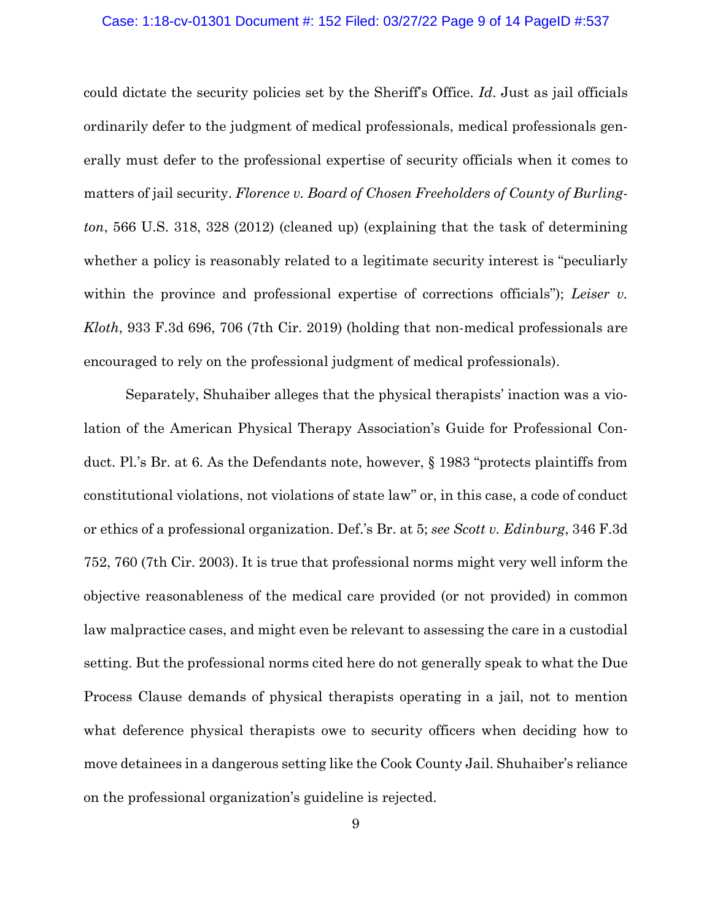could dictate the security policies set by the Sheriff's Office. *Id*. Just as jail officials ordinarily defer to the judgment of medical professionals, medical professionals generally must defer to the professional expertise of security officials when it comes to matters of jail security. *Florence v. Board of Chosen Freeholders of County of Burlington*, 566 U.S. 318, 328 (2012) (cleaned up) (explaining that the task of determining whether a policy is reasonably related to a legitimate security interest is "peculiarly within the province and professional expertise of corrections officials"); *Leiser v. Kloth*, 933 F.3d 696, 706 (7th Cir. 2019) (holding that non-medical professionals are encouraged to rely on the professional judgment of medical professionals).

Separately, Shuhaiber alleges that the physical therapists' inaction was a violation of the American Physical Therapy Association's Guide for Professional Conduct. Pl.'s Br. at 6. As the Defendants note, however, § 1983 "protects plaintiffs from constitutional violations, not violations of state law" or, in this case, a code of conduct or ethics of a professional organization. Def.'s Br. at 5; *see Scott v. Edinburg*, 346 F.3d 752, 760 (7th Cir. 2003). It is true that professional norms might very well inform the objective reasonableness of the medical care provided (or not provided) in common law malpractice cases, and might even be relevant to assessing the care in a custodial setting. But the professional norms cited here do not generally speak to what the Due Process Clause demands of physical therapists operating in a jail, not to mention what deference physical therapists owe to security officers when deciding how to move detainees in a dangerous setting like the Cook County Jail. Shuhaiber's reliance on the professional organization's guideline is rejected.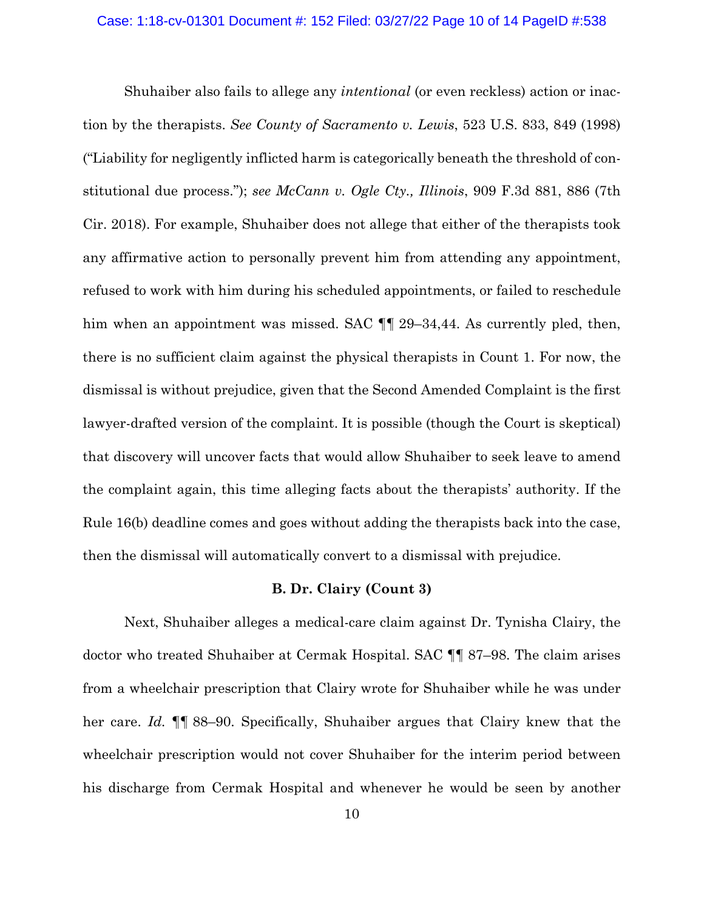Shuhaiber also fails to allege any *intentional* (or even reckless) action or inaction by the therapists. *See County of Sacramento v. Lewis*, 523 U.S. 833, 849 (1998) ("Liability for negligently inflicted harm is categorically beneath the threshold of constitutional due process."); *see McCann v. Ogle Cty., Illinois*, 909 F.3d 881, 886 (7th Cir. 2018). For example, Shuhaiber does not allege that either of the therapists took any affirmative action to personally prevent him from attending any appointment, refused to work with him during his scheduled appointments, or failed to reschedule him when an appointment was missed. SAC ¶¶ 29–34,44. As currently pled, then, there is no sufficient claim against the physical therapists in Count 1. For now, the dismissal is without prejudice, given that the Second Amended Complaint is the first lawyer-drafted version of the complaint. It is possible (though the Court is skeptical) that discovery will uncover facts that would allow Shuhaiber to seek leave to amend the complaint again, this time alleging facts about the therapists' authority. If the Rule 16(b) deadline comes and goes without adding the therapists back into the case, then the dismissal will automatically convert to a dismissal with prejudice.

### B. Dr. Clairy (Count 3)

Next, Shuhaiber alleges a medical-care claim against Dr. Tynisha Clairy, the doctor who treated Shuhaiber at Cermak Hospital. SAC ¶¶ 87–98. The claim arises from a wheelchair prescription that Clairy wrote for Shuhaiber while he was under her care. *Id.* ¶¶ 88–90. Specifically, Shuhaiber argues that Clairy knew that the wheelchair prescription would not cover Shuhaiber for the interim period between his discharge from Cermak Hospital and whenever he would be seen by another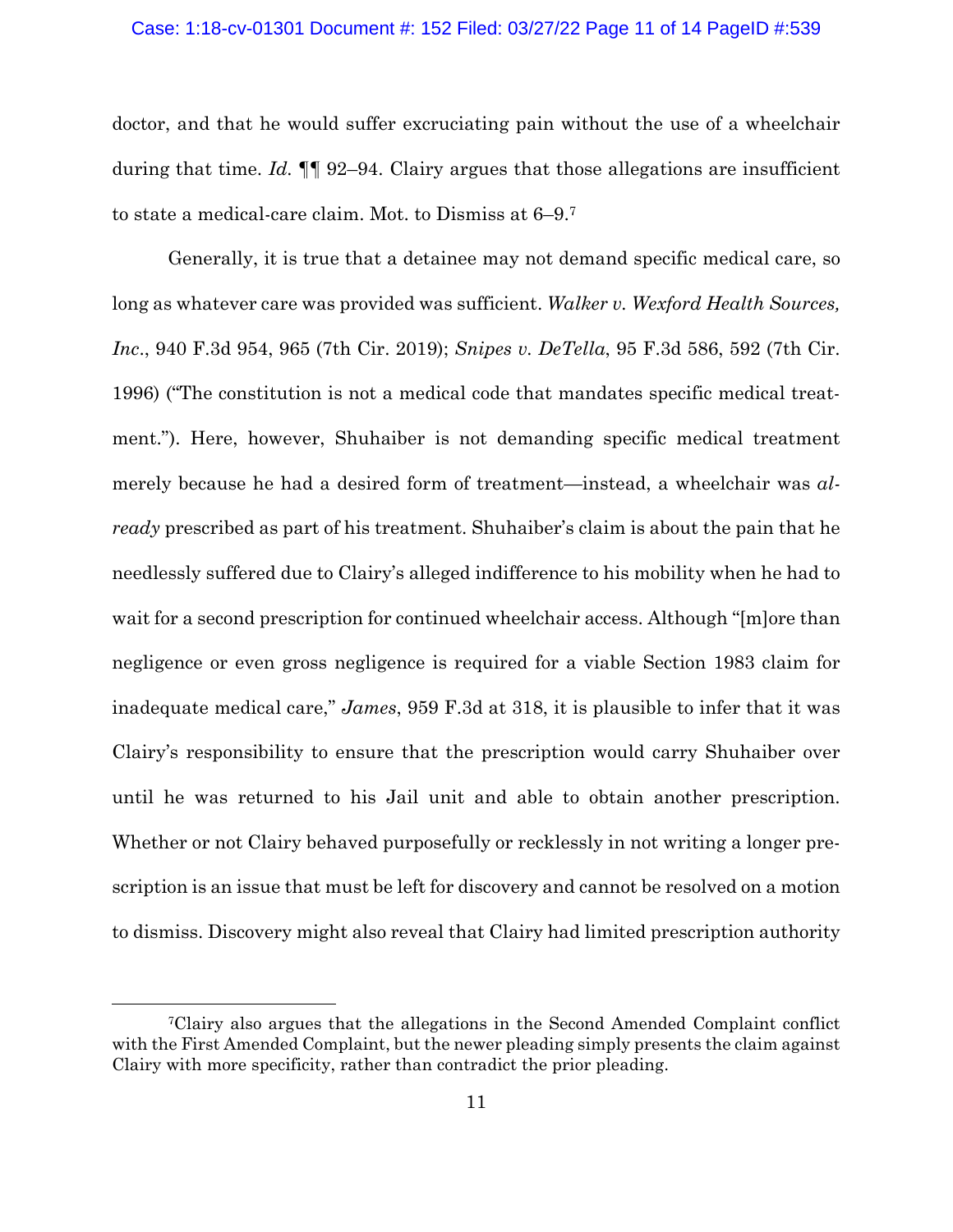doctor, and that he would suffer excruciating pain without the use of a wheelchair during that time. *Id.* ¶¶ 92–94. Clairy argues that those allegations are insufficient to state a medical-care claim. Mot. to Dismiss at 6–9.[7]

Generally, it is true that a detainee may not demand specific medical care, so long as whatever care was provided was sufficient. *Walker v. Wexford Health Sources, Inc.*, 940 F.3d 954, 965 (7th Cir. 2019); *Snipes v. DeTella*, 95 F.3d 586, 592 (7th Cir. 1996) ("The constitution is not a medical code that mandates specific medical treatment."). Here, however, Shuhaiber is not demanding specific medical treatment merely because he had a desired form of treatment—instead, a wheelchair was *already* prescribed as part of his treatment. Shuhaiber's claim is about the pain that he needlessly suffered due to Clairy's alleged indifference to his mobility when he had to wait for a second prescription for continued wheelchair access. Although "[m]ore than negligence or even gross negligence is required for a viable Section 1983 claim for inadequate medical care," *James*, 959 F.3d at 318, it is plausible to infer that it was Clairy's responsibility to ensure that the prescription would carry Shuhaiber over until he was returned to his Jail unit and able to obtain another prescription. Whether or not Clairy behaved purposefully or recklessly in not writing a longer prescription is an issue that must be left for discovery and cannot be resolved on a motion to dismiss. Discovery might also reveal that Clairy had limited prescription authority

[7]Clairy also argues that the allegations in the Second Amended Complaint conflict with the First Amended Complaint, but the newer pleading simply presents the claim against Clairy with more specificity, rather than contradict the prior pleading.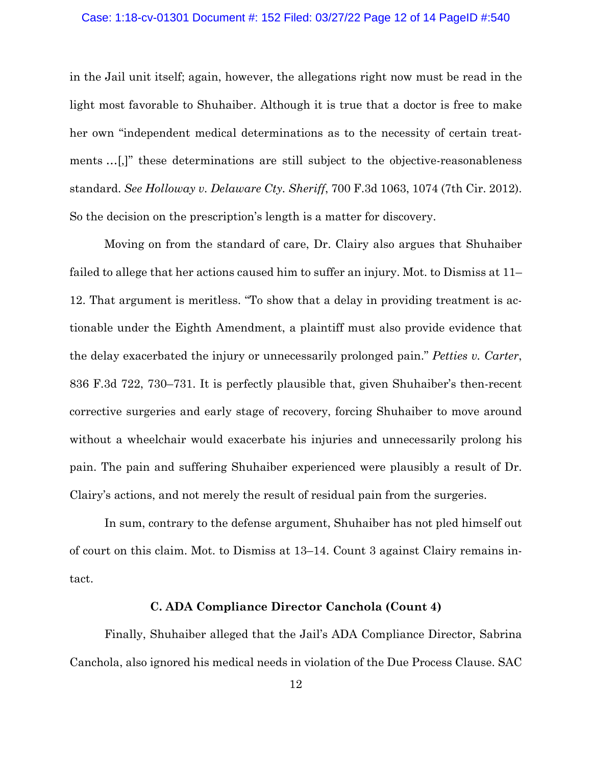in the Jail unit itself; again, however, the allegations right now must be read in the light most favorable to Shuhaiber. Although it is true that a doctor is free to make her own "independent medical determinations as to the necessity of certain treatments …[,]" these determinations are still subject to the objective-reasonableness standard. *See Holloway v. Delaware Cty. Sheriff*, 700 F.3d 1063, 1074 (7th Cir. 2012). So the decision on the prescription's length is a matter for discovery.

Moving on from the standard of care, Dr. Clairy also argues that Shuhaiber failed to allege that her actions caused him to suffer an injury. Mot. to Dismiss at 11–12. That argument is meritless. "To show that a delay in providing treatment is actionable under the Eighth Amendment, a plaintiff must also provide evidence that the delay exacerbated the injury or unnecessarily prolonged pain." *Petties v. Carter*, 836 F.3d 722, 730–731. It is perfectly plausible that, given Shuhaiber's then-recent corrective surgeries and early stage of recovery, forcing Shuhaiber to move around without a wheelchair would exacerbate his injuries and unnecessarily prolong his pain. The pain and suffering Shuhaiber experienced were plausibly a result of Dr. Clairy's actions, and not merely the result of residual pain from the surgeries.

In sum, contrary to the defense argument, Shuhaiber has not pled himself out of court on this claim. Mot. to Dismiss at 13–14. Count 3 against Clairy remains intact.

### C. ADA Compliance Director Canchola (Count 4)

Finally, Shuhaiber alleged that the Jail's ADA Compliance Director, Sabrina Canchola, also ignored his medical needs in violation of the Due Process Clause. SAC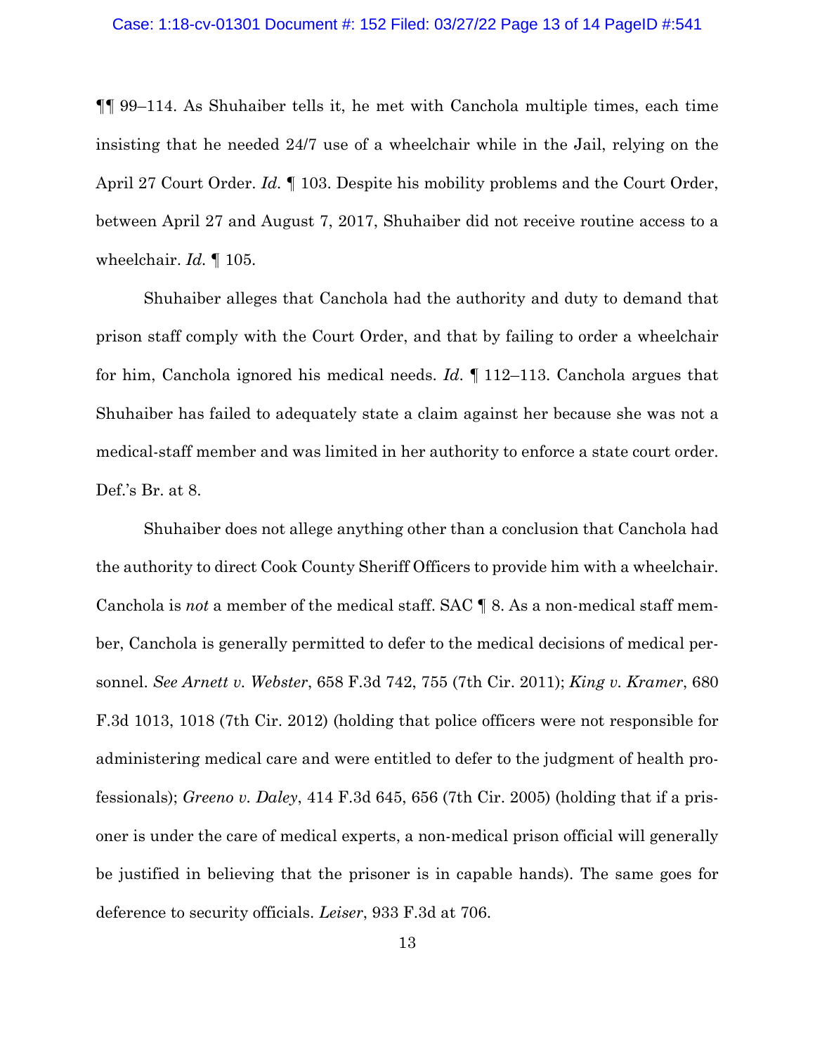¶¶ 99–114. As Shuhaiber tells it, he met with Canchola multiple times, each time insisting that he needed 24/7 use of a wheelchair while in the Jail, relying on the April 27 Court Order. *Id.* ¶ 103. Despite his mobility problems and the Court Order, between April 27 and August 7, 2017, Shuhaiber did not receive routine access to a wheelchair. *Id.* ¶ 105.

Shuhaiber alleges that Canchola had the authority and duty to demand that prison staff comply with the Court Order, and that by failing to order a wheelchair for him, Canchola ignored his medical needs. *Id.* ¶ 112–113. Canchola argues that Shuhaiber has failed to adequately state a claim against her because she was not a medical-staff member and was limited in her authority to enforce a state court order. Def.'s Br. at 8.

Shuhaiber does not allege anything other than a conclusion that Canchola had the authority to direct Cook County Sheriff Officers to provide him with a wheelchair. Canchola is *not* a member of the medical staff. SAC ¶ 8. As a non-medical staff member, Canchola is generally permitted to defer to the medical decisions of medical personnel. *See Arnett v. Webster*, 658 F.3d 742, 755 (7th Cir. 2011); *King v. Kramer*, 680 F.3d 1013, 1018 (7th Cir. 2012) (holding that police officers were not responsible for administering medical care and were entitled to defer to the judgment of health professionals); *Greeno v. Daley*, 414 F.3d 645, 656 (7th Cir. 2005) (holding that if a prisoner is under the care of medical experts, a non-medical prison official will generally be justified in believing that the prisoner is in capable hands). The same goes for deference to security officials. *Leiser*, 933 F.3d at 706.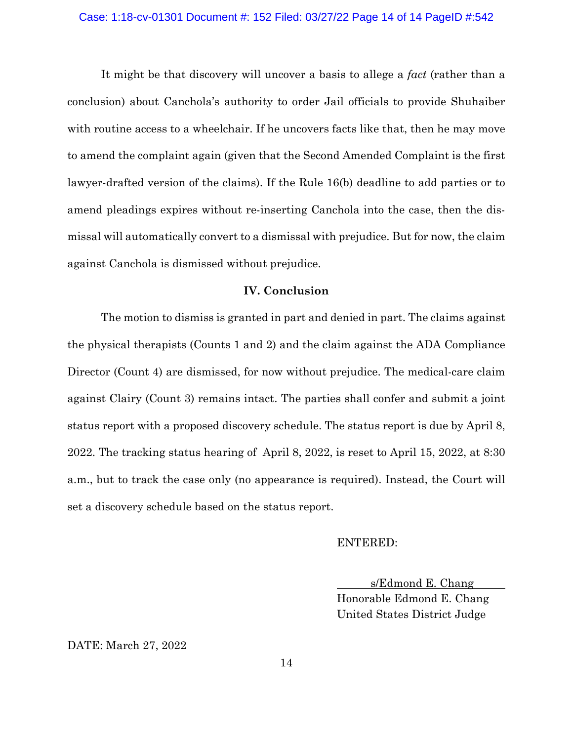It might be that discovery will uncover a basis to allege a *fact* (rather than a conclusion) about Canchola's authority to order Jail officials to provide Shuhaiber with routine access to a wheelchair. If he uncovers facts like that, then he may move to amend the complaint again (given that the Second Amended Complaint is the first lawyer-drafted version of the claims). If the Rule 16(b) deadline to add parties or to amend pleadings expires without re-inserting Canchola into the case, then the dismissal will automatically convert to a dismissal with prejudice. But for now, the claim against Canchola is dismissed without prejudice.

### IV. Conclusion

The motion to dismiss is granted in part and denied in part. The claims against the physical therapists (Counts 1 and 2) and the claim against the ADA Compliance Director (Count 4) are dismissed, for now without prejudice. The medical-care claim against Clairy (Count 3) remains intact. The parties shall confer and submit a joint status report with a proposed discovery schedule. The status report is due by April 8, 2022. The tracking status hearing of April 8, 2022, is reset to April 15, 2022, at 8:30 a.m., but to track the case only (no appearance is required). Instead, the Court will set a discovery schedule based on the status report.

ENTERED:

s/Edmond E. Chang
Honorable Edmond E. Chang
United States District Judge

DATE: March 27, 2022